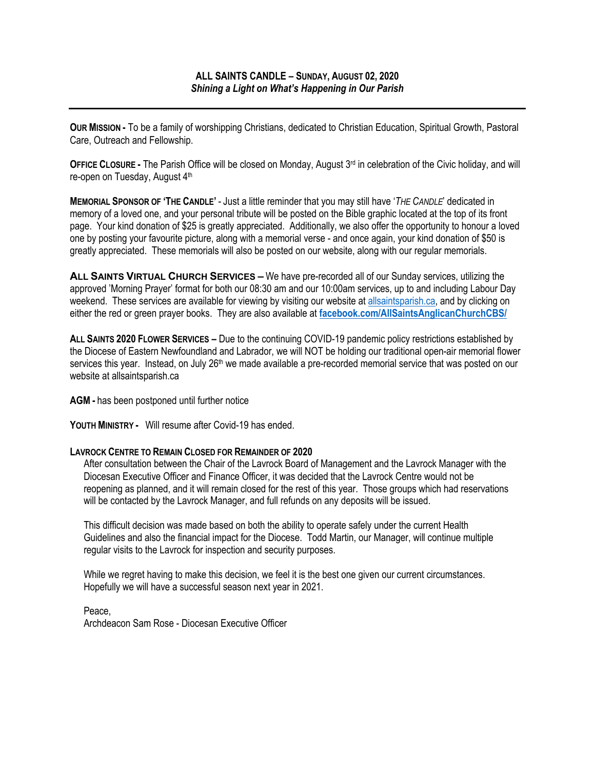## ALL SAINTS CANDLE – SUNDAY, AUGUST 02, 2020

***Shining a Light on What's Happening in Our Parish***

---

**OUR MISSION -** To be a family of worshipping Christians, dedicated to Christian Education, Spiritual Growth, Pastoral Care, Outreach and Fellowship.

**OFFICE CLOSURE -** The Parish Office will be closed on Monday, August 3rd in celebration of the Civic holiday, and will re-open on Tuesday, August 4th

**MEMORIAL SPONSOR OF 'THE CANDLE'** - Just a little reminder that you may still have '*THE CANDLE*' dedicated in memory of a loved one, and your personal tribute will be posted on the Bible graphic located at the top of its front page. Your kind donation of $25 is greatly appreciated. Additionally, we also offer the opportunity to honour a loved one by posting your favourite picture, along with a memorial verse - and once again, your kind donation of $50 is greatly appreciated. These memorials will also be posted on our website, along with our regular memorials.

**ALL SAINTS VIRTUAL CHURCH SERVICES –** We have pre-recorded all of our Sunday services, utilizing the approved 'Morning Prayer' format for both our 08:30 am and our 10:00am services, up to and including Labour Day weekend. These services are available for viewing by visiting our website at allsaintsparish.ca, and by clicking on either the red or green prayer books. They are also available at **facebook.com/AllSaintsAnglicanChurchCBS/**

**ALL SAINTS 2020 FLOWER SERVICES –** Due to the continuing COVID-19 pandemic policy restrictions established by the Diocese of Eastern Newfoundland and Labrador, we will NOT be holding our traditional open-air memorial flower services this year. Instead, on July 26th we made available a pre-recorded memorial service that was posted on our website at allsaintsparish.ca

**AGM -** has been postponed until further notice

**YOUTH MINISTRY -** Will resume after Covid-19 has ended.

**LAVROCK CENTRE TO REMAIN CLOSED FOR REMAINDER OF 2020**

After consultation between the Chair of the Lavrock Board of Management and the Lavrock Manager with the Diocesan Executive Officer and Finance Officer, it was decided that the Lavrock Centre would not be reopening as planned, and it will remain closed for the rest of this year. Those groups which had reservations will be contacted by the Lavrock Manager, and full refunds on any deposits will be issued.

This difficult decision was made based on both the ability to operate safely under the current Health Guidelines and also the financial impact for the Diocese. Todd Martin, our Manager, will continue multiple regular visits to the Lavrock for inspection and security purposes.

While we regret having to make this decision, we feel it is the best one given our current circumstances. Hopefully we will have a successful season next year in 2021.

Peace,
Archdeacon Sam Rose - Diocesan Executive Officer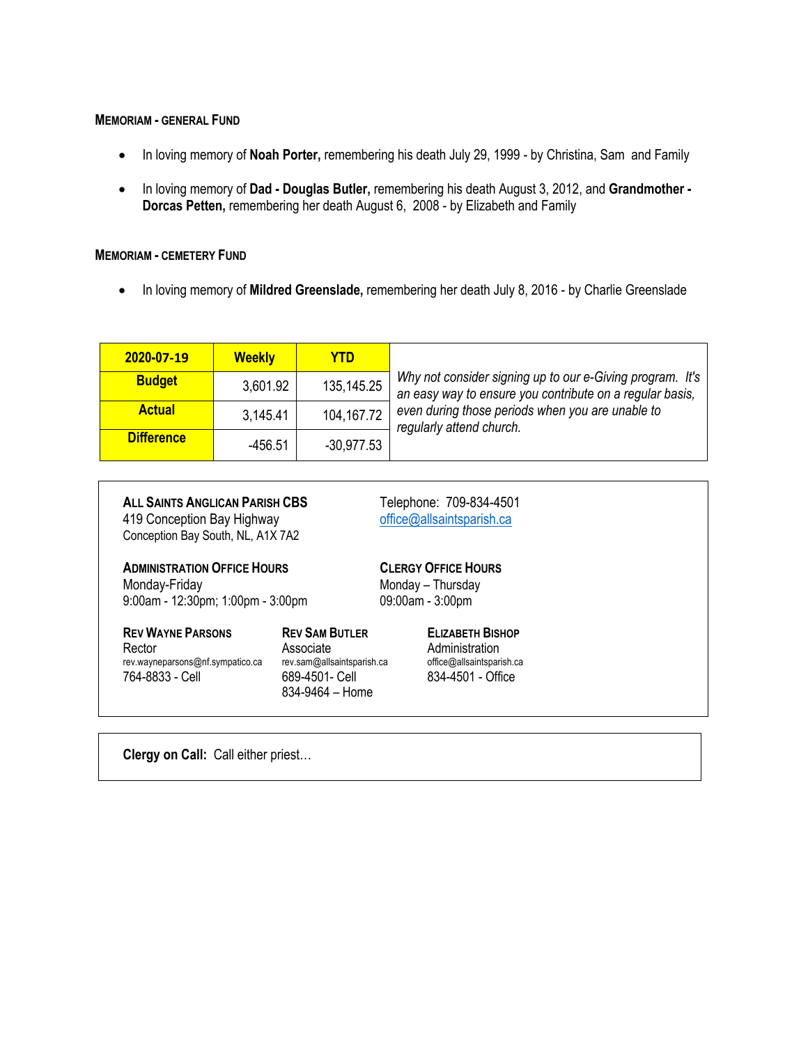### MEMORIAM - GENERAL FUND

- In loving memory of **Noah Porter,** remembering his death July 29, 1999 - by Christina, Sam and Family
- In loving memory of **Dad - Douglas Butler,** remembering his death August 3, 2012, and **Grandmother - Dorcas Petten,** remembering her death August 6, 2008 - by Elizabeth and Family

### MEMORIAM - CEMETERY FUND

- In loving memory of **Mildred Greenslade,** remembering her death July 8, 2016 - by Charlie Greenslade

| 2020-07-19 | Weekly | YTD |
|---|---|---|
| **Budget** | 3,601.92 | 135,145.25 |
| **Actual** | 3,145.41 | 104,167.72 |
| **Difference** | -456.51 | -30,977.53 |

*Why not consider signing up to our e-Giving program. It's an easy way to ensure you contribute on a regular basis, even during those periods when you are unable to regularly attend church.*

**ALL SAINTS ANGLICAN PARISH CBS**
419 Conception Bay Highway
Conception Bay South, NL, A1X 7A2

Telephone: 709-834-4501
office@allsaintsparish.ca

**ADMINISTRATION OFFICE HOURS**
Monday-Friday
9:00am - 12:30pm; 1:00pm - 3:00pm

**CLERGY OFFICE HOURS**
Monday – Thursday
09:00am - 3:00pm

**REV WAYNE PARSONS**
Rector
rev.wayneparsons@nf.sympatico.ca
764-8833 - Cell

**REV SAM BUTLER**
Associate
rev.sam@allsaintsparish.ca
689-4501- Cell
834-9464 – Home

**ELIZABETH BISHOP**
Administration
office@allsaintsparish.ca
834-4501 - Office

**Clergy on Call:** Call either priest…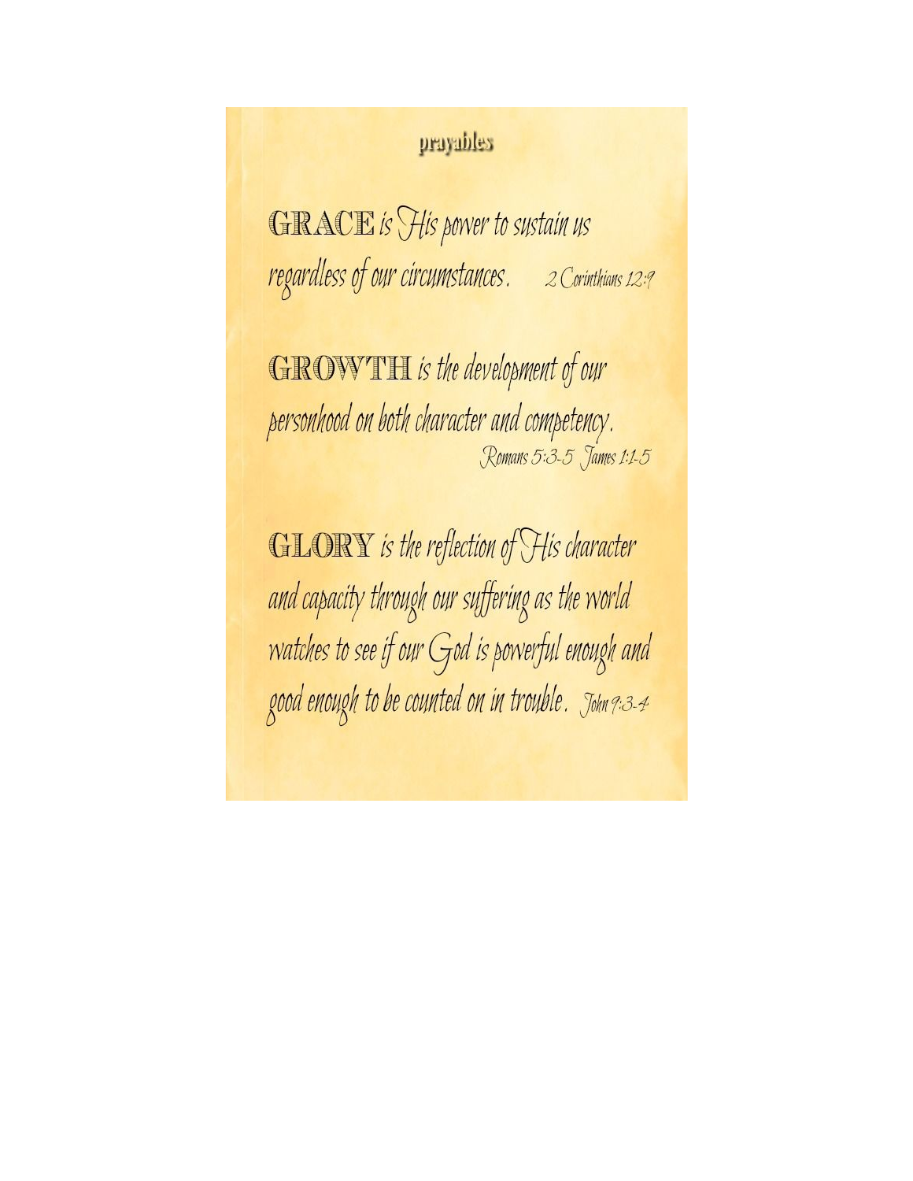prayables

**GRACE** *is His power to sustain us regardless of our circumstances.* 2 Corinthians 12:9

**GROWTH** *is the development of our personhood on both character and competency.* Romans 5:3-5 James 1:1-5

**GLORY** *is the reflection of His character and capacity through our suffering as the world watches to see if our God is powerful enough and good enough to be counted on in trouble.* John 9:3-4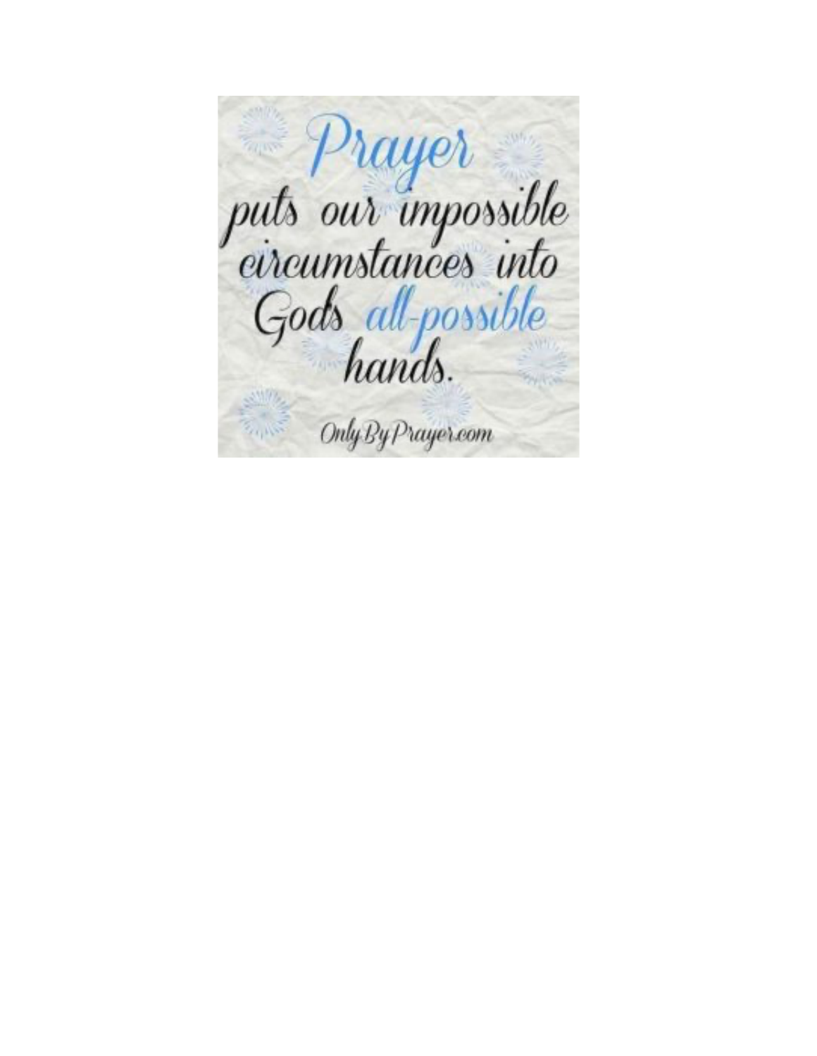Prayer

puts our impossible circumstances into Gods all-possible hands.

OnlyByPrayer.com